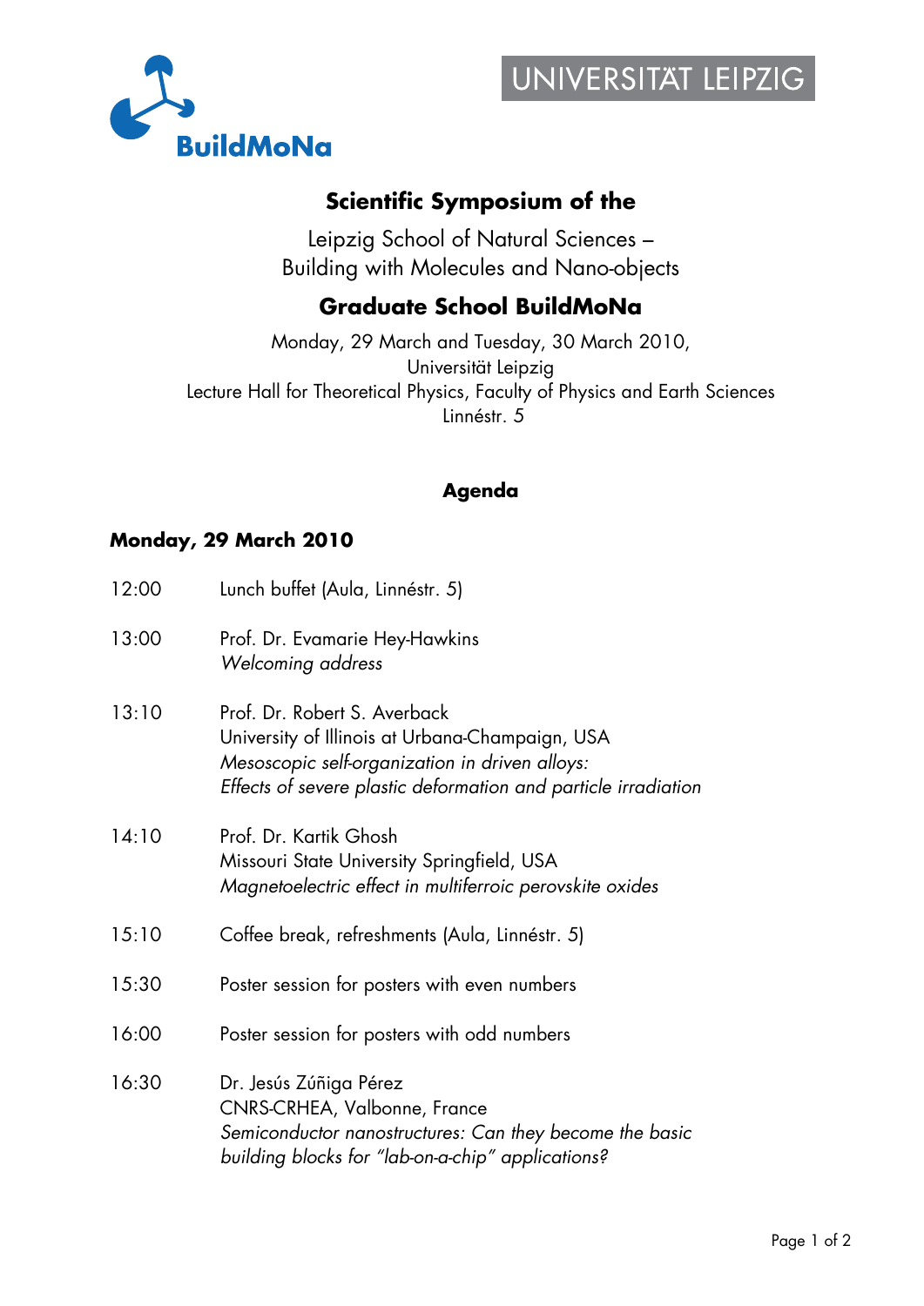BuildMoNa

UNIVERSITÄT LEIPZIG

# Scientific Symposium of the

Leipzig School of Natural Sciences –
Building with Molecules and Nano-objects

# Graduate School BuildMoNa

Monday, 29 March and Tuesday, 30 March 2010,
Universität Leipzig
Lecture Hall for Theoretical Physics, Faculty of Physics and Earth Sciences
Linnéstr. 5

## Agenda

### Monday, 29 March 2010

12:00 Lunch buffet (Aula, Linnéstr. 5)

13:00 Prof. Dr. Evamarie Hey-Hawkins
*Welcoming address*

13:10 Prof. Dr. Robert S. Averback
University of Illinois at Urbana-Champaign, USA
*Mesoscopic self-organization in driven alloys:*
*Effects of severe plastic deformation and particle irradiation*

14:10 Prof. Dr. Kartik Ghosh
Missouri State University Springfield, USA
*Magnetoelectric effect in multiferroic perovskite oxides*

15:10 Coffee break, refreshments (Aula, Linnéstr. 5)

15:30 Poster session for posters with even numbers

16:00 Poster session for posters with odd numbers

16:30 Dr. Jesús Zúñiga Pérez
CNRS-CRHEA, Valbonne, France
*Semiconductor nanostructures: Can they become the basic building blocks for "lab-on-a-chip" applications?*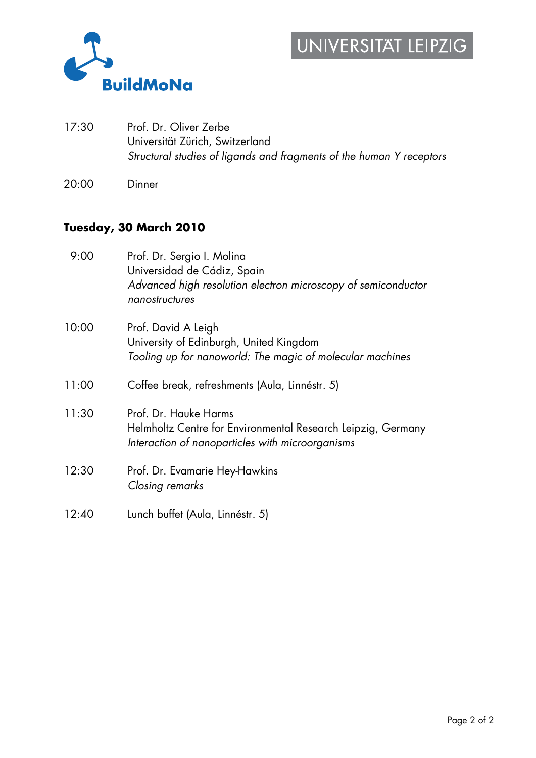| | |
|---|---|
| 17:30 | Prof. Dr. Oliver Zerbe<br>Universität Zürich, Switzerland<br>*Structural studies of ligands and fragments of the human Y receptors* |
| 20:00 | Dinner |

**Tuesday, 30 March 2010**

| | |
|---|---|
| 9:00 | Prof. Dr. Sergio I. Molina<br>Universidad de Cádiz, Spain<br>*Advanced high resolution electron microscopy of semiconductor nanostructures* |
| 10:00 | Prof. David A Leigh<br>University of Edinburgh, United Kingdom<br>*Tooling up for nanoworld: The magic of molecular machines* |
| 11:00 | Coffee break, refreshments (Aula, Linnéstr. 5) |
| 11:30 | Prof. Dr. Hauke Harms<br>Helmholtz Centre for Environmental Research Leipzig, Germany<br>*Interaction of nanoparticles with microorganisms* |
| 12:30 | Prof. Dr. Evamarie Hey-Hawkins<br>*Closing remarks* |
| 12:40 | Lunch buffet (Aula, Linnéstr. 5) |